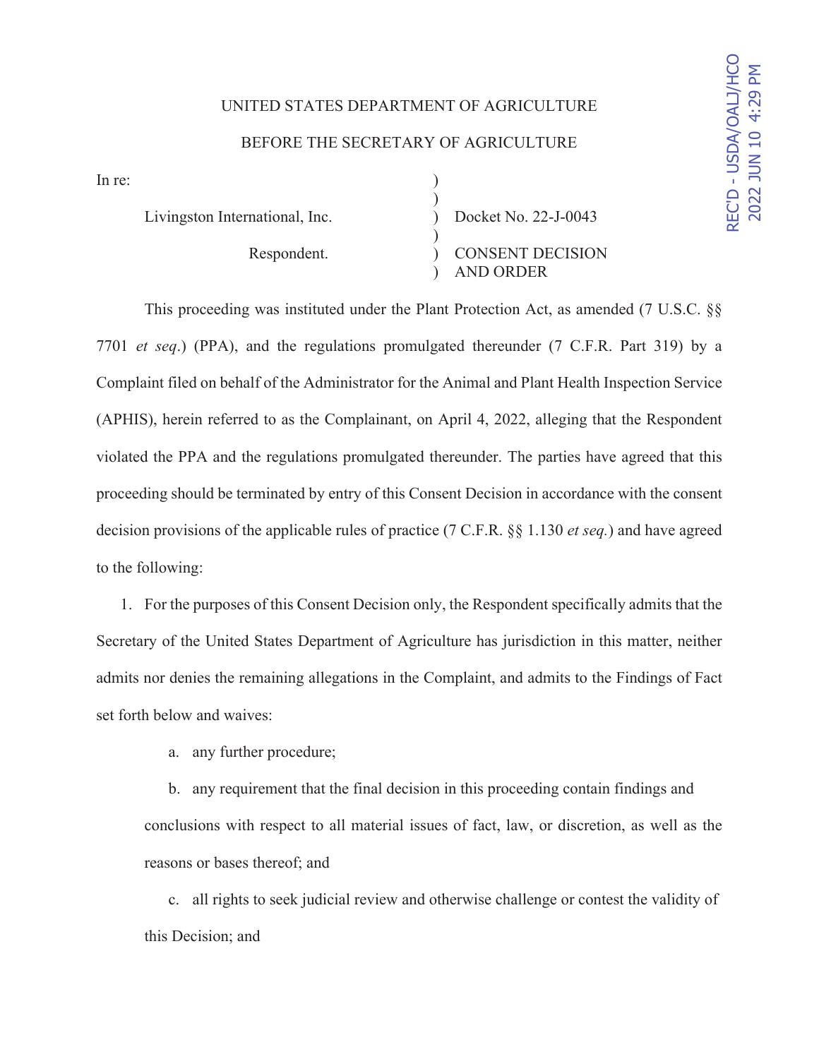UNITED STATES DEPARTMENT OF AGRICULTURE

BEFORE THE SECRETARY OF AGRICULTURE

REC'D - USDA/OALJ/HCO 2022 JUN 10 4:29 PM

| In re: | | |
|---|---|---|
| Livingston International, Inc. | ) | Docket No. 22-J-0043 |
| Respondent. | ) | CONSENT DECISION AND ORDER |

This proceeding was instituted under the Plant Protection Act, as amended (7 U.S.C. §§ 7701 *et seq*.) (PPA), and the regulations promulgated thereunder (7 C.F.R. Part 319) by a Complaint filed on behalf of the Administrator for the Animal and Plant Health Inspection Service (APHIS), herein referred to as the Complainant, on April 4, 2022, alleging that the Respondent violated the PPA and the regulations promulgated thereunder. The parties have agreed that this proceeding should be terminated by entry of this Consent Decision in accordance with the consent decision provisions of the applicable rules of practice (7 C.F.R. §§ 1.130 *et seq.*) and have agreed to the following:

1. For the purposes of this Consent Decision only, the Respondent specifically admits that the Secretary of the United States Department of Agriculture has jurisdiction in this matter, neither admits nor denies the remaining allegations in the Complaint, and admits to the Findings of Fact set forth below and waives:

    a. any further procedure;

    b. any requirement that the final decision in this proceeding contain findings and conclusions with respect to all material issues of fact, law, or discretion, as well as the reasons or bases thereof; and

    c. all rights to seek judicial review and otherwise challenge or contest the validity of this Decision; and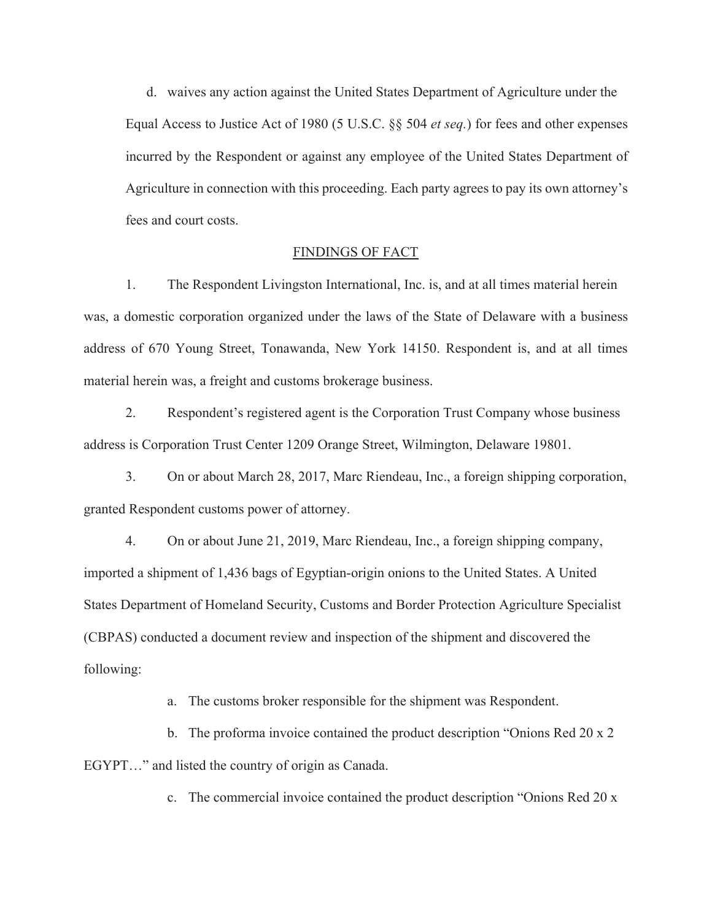d. waives any action against the United States Department of Agriculture under the Equal Access to Justice Act of 1980 (5 U.S.C. §§ 504 *et seq.*) for fees and other expenses incurred by the Respondent or against any employee of the United States Department of Agriculture in connection with this proceeding. Each party agrees to pay its own attorney's fees and court costs.

## FINDINGS OF FACT

1. The Respondent Livingston International, Inc. is, and at all times material herein was, a domestic corporation organized under the laws of the State of Delaware with a business address of 670 Young Street, Tonawanda, New York 14150. Respondent is, and at all times material herein was, a freight and customs brokerage business.

2. Respondent's registered agent is the Corporation Trust Company whose business address is Corporation Trust Center 1209 Orange Street, Wilmington, Delaware 19801.

3. On or about March 28, 2017, Marc Riendeau, Inc., a foreign shipping corporation, granted Respondent customs power of attorney.

4. On or about June 21, 2019, Marc Riendeau, Inc., a foreign shipping company, imported a shipment of 1,436 bags of Egyptian-origin onions to the United States. A United States Department of Homeland Security, Customs and Border Protection Agriculture Specialist (CBPAS) conducted a document review and inspection of the shipment and discovered the following:

   a. The customs broker responsible for the shipment was Respondent.

   b. The proforma invoice contained the product description "Onions Red 20 x 2 EGYPT…" and listed the country of origin as Canada.

   c. The commercial invoice contained the product description "Onions Red 20 x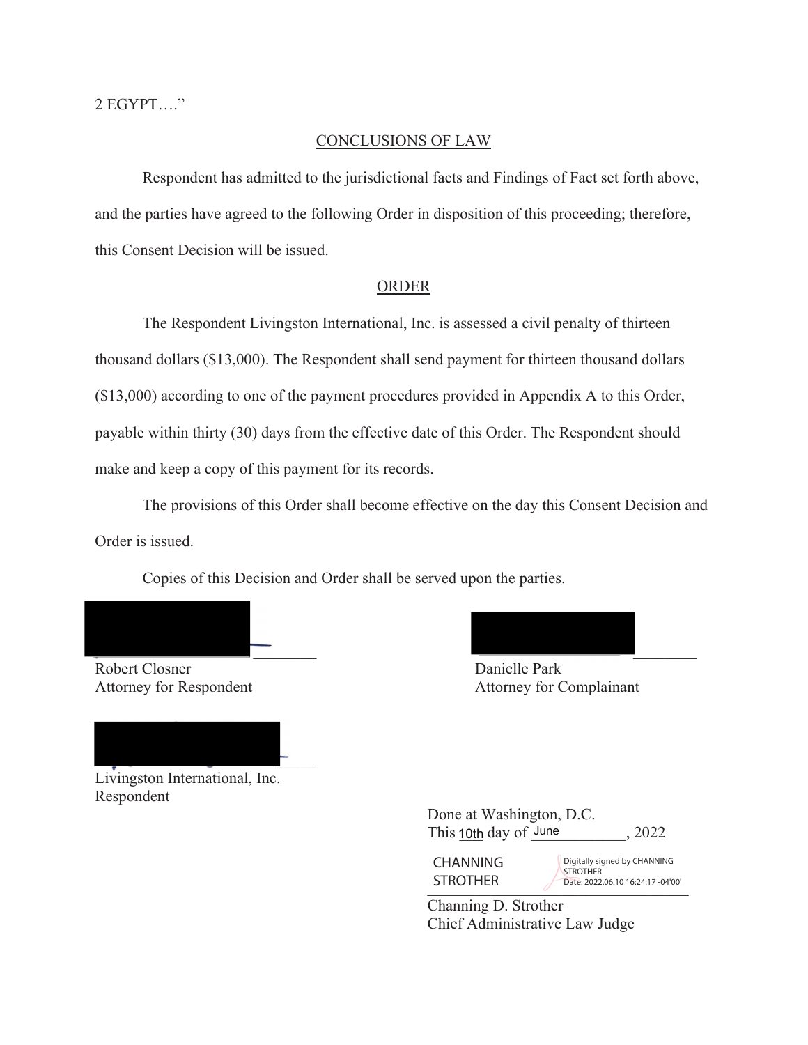2 EGYPT…."

## CONCLUSIONS OF LAW

Respondent has admitted to the jurisdictional facts and Findings of Fact set forth above, and the parties have agreed to the following Order in disposition of this proceeding; therefore, this Consent Decision will be issued.

## ORDER

The Respondent Livingston International, Inc. is assessed a civil penalty of thirteen thousand dollars ($13,000). The Respondent shall send payment for thirteen thousand dollars ($13,000) according to one of the payment procedures provided in Appendix A to this Order, payable within thirty (30) days from the effective date of this Order. The Respondent should make and keep a copy of this payment for its records.

The provisions of this Order shall become effective on the day this Consent Decision and Order is issued.

Copies of this Decision and Order shall be served upon the parties.

Robert Closner
Attorney for Respondent

Danielle Park
Attorney for Complainant

Livingston International, Inc.
Respondent

Done at Washington, D.C.
This 10th day of June, 2022

CHANNING STROTHER — Digitally signed by CHANNING STROTHER Date: 2022.06.10 16:24:17 -04'00'

Channing D. Strother
Chief Administrative Law Judge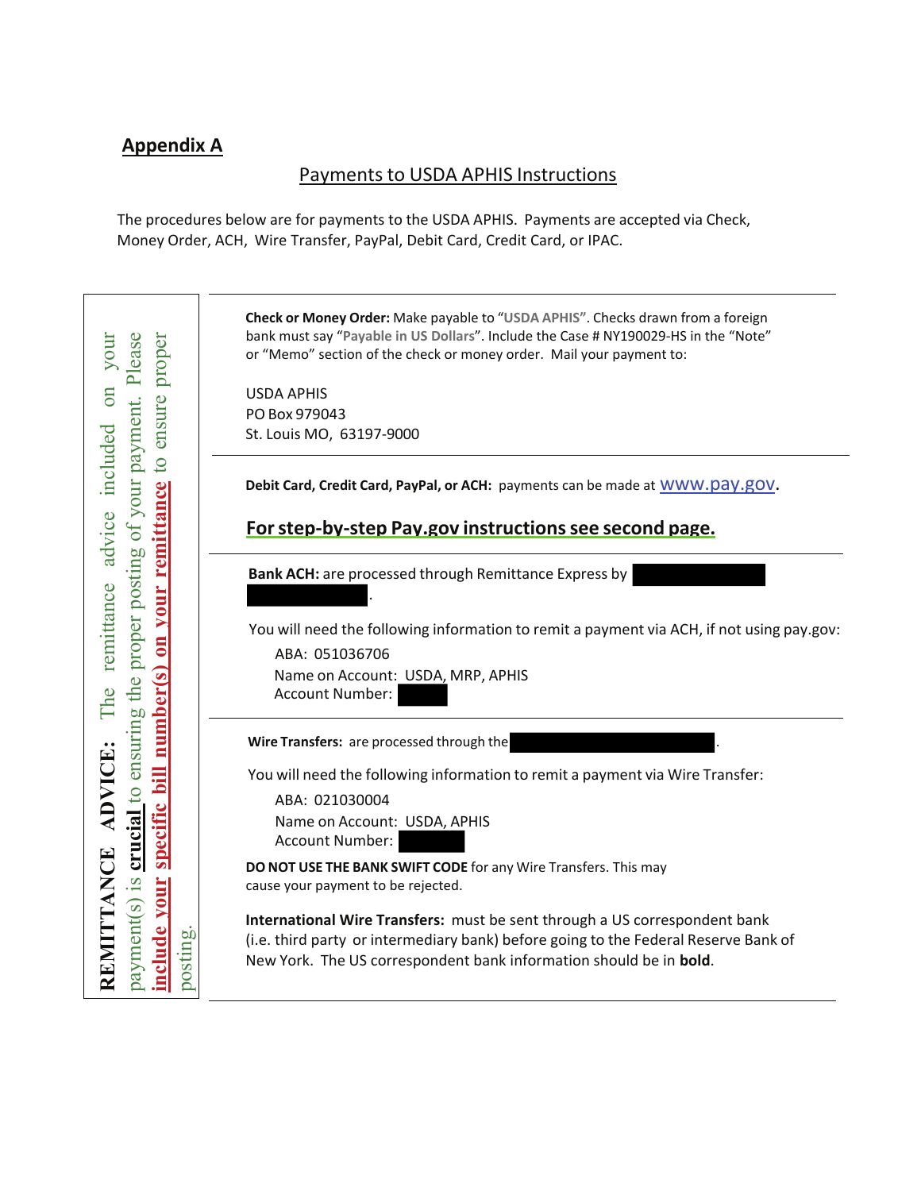## Appendix A

### Payments to USDA APHIS Instructions

The procedures below are for payments to the USDA APHIS. Payments are accepted via Check, Money Order, ACH, Wire Transfer, PayPal, Debit Card, Credit Card, or IPAC.

**REMITTANCE ADVICE:** The remittance advice included on your payment(s) is **crucial** to ensuring the proper posting of your payment. Please **include your specific bill number(s) on your remittance** to ensure proper posting.

---

**Check or Money Order:** Make payable to "**USDA APHIS**". Checks drawn from a foreign bank must say "**Payable in US Dollars**". Include the Case # NY190029-HS in the "Note" or "Memo" section of the check or money order. Mail your payment to:

USDA APHIS
PO Box 979043
St. Louis MO, 63197-9000

---

**Debit Card, Credit Card, PayPal, or ACH:** payments can be made at www.pay.gov.

**For step-by-step Pay.gov instructions see second page.**

---

**Bank ACH:** are processed through Remittance Express by [redacted] [redacted].

You will need the following information to remit a payment via ACH, if not using pay.gov:

ABA: 051036706
Name on Account: USDA, MRP, APHIS
Account Number: [redacted]

---

**Wire Transfers:** are processed through the [redacted].

You will need the following information to remit a payment via Wire Transfer:

ABA: 021030004
Name on Account: USDA, APHIS
Account Number: [redacted]

**DO NOT USE THE BANK SWIFT CODE** for any Wire Transfers. This may cause your payment to be rejected.

**International Wire Transfers:** must be sent through a US correspondent bank (i.e. third party or intermediary bank) before going to the Federal Reserve Bank of New York. The US correspondent bank information should be in **bold**.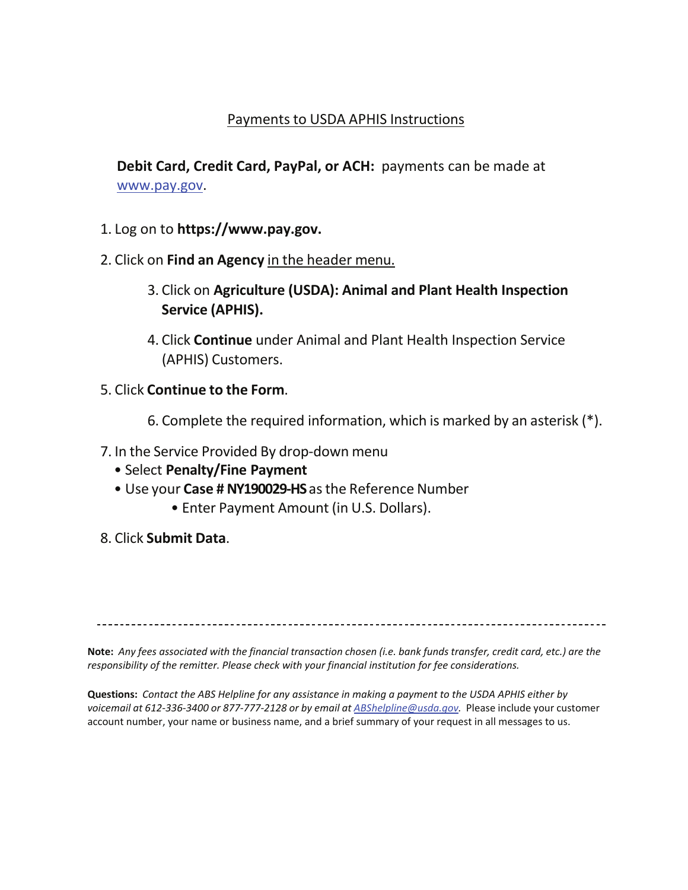## Payments to USDA APHIS Instructions

**Debit Card, Credit Card, PayPal, or ACH:** payments can be made at [www.pay.gov](https://www.pay.gov).

1. Log on to **https://www.pay.gov.**
2. Click on **Find an Agency** in the header menu.
3. Click on **Agriculture (USDA): Animal and Plant Health Inspection Service (APHIS).**
4. Click **Continue** under Animal and Plant Health Inspection Service (APHIS) Customers.
5. Click **Continue to the Form**.
6. Complete the required information, which is marked by an asterisk (*).
7. In the Service Provided By drop-down menu
   - Select **Penalty/Fine Payment**
   - Use your **Case # NY190029-HS** as the Reference Number
     - Enter Payment Amount (in U.S. Dollars).
8. Click **Submit Data**.

---

**Note:** *Any fees associated with the financial transaction chosen (i.e. bank funds transfer, credit card, etc.) are the responsibility of the remitter. Please check with your financial institution for fee considerations.*

**Questions:** *Contact the ABS Helpline for any assistance in making a payment to the USDA APHIS either by voicemail at 612-336-3400 or 877-777-2128 or by email at [ABShelpline@usda.gov](mailto:ABShelpline@usda.gov).* Please include your customer account number, your name or business name, and a brief summary of your request in all messages to us.